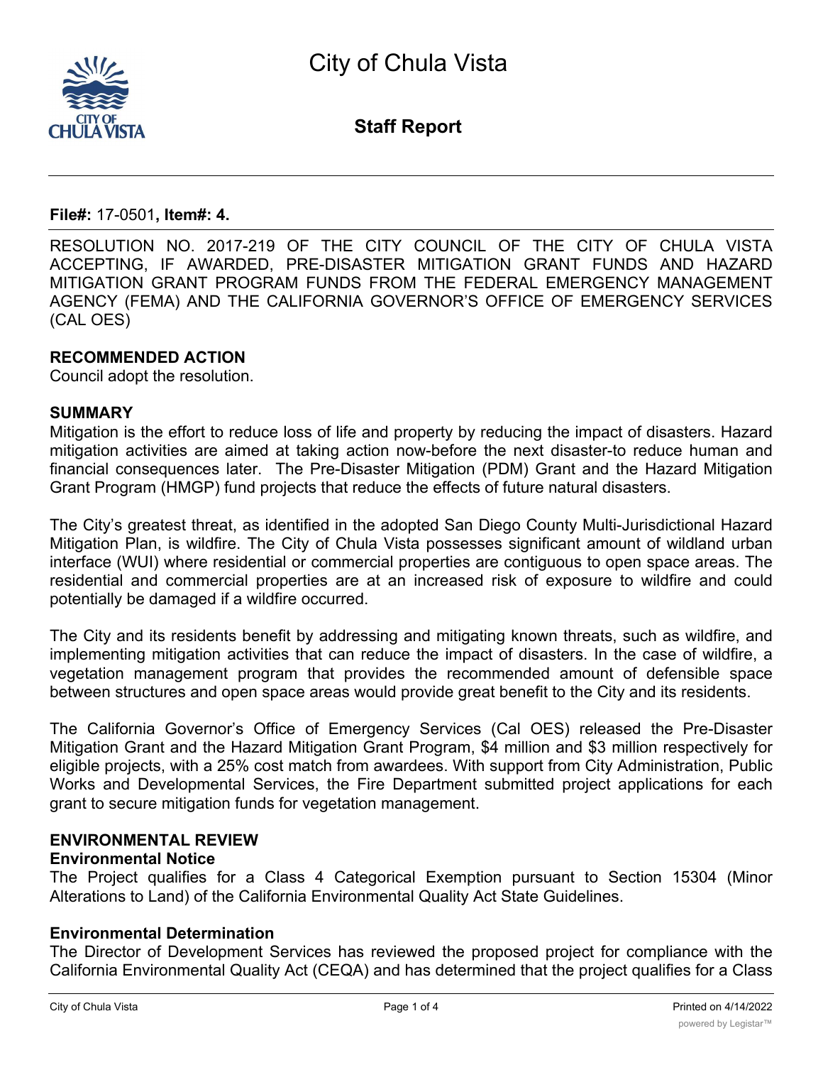# City of Chula Vista

## Staff Report

**File#:** 17-0501**, Item#: 4.**

RESOLUTION NO. 2017-219 OF THE CITY COUNCIL OF THE CITY OF CHULA VISTA ACCEPTING, IF AWARDED, PRE-DISASTER MITIGATION GRANT FUNDS AND HAZARD MITIGATION GRANT PROGRAM FUNDS FROM THE FEDERAL EMERGENCY MANAGEMENT AGENCY (FEMA) AND THE CALIFORNIA GOVERNOR'S OFFICE OF EMERGENCY SERVICES (CAL OES)

**RECOMMENDED ACTION**
Council adopt the resolution.

**SUMMARY**
Mitigation is the effort to reduce loss of life and property by reducing the impact of disasters. Hazard mitigation activities are aimed at taking action now-before the next disaster-to reduce human and financial consequences later. The Pre-Disaster Mitigation (PDM) Grant and the Hazard Mitigation Grant Program (HMGP) fund projects that reduce the effects of future natural disasters.

The City's greatest threat, as identified in the adopted San Diego County Multi-Jurisdictional Hazard Mitigation Plan, is wildfire. The City of Chula Vista possesses significant amount of wildland urban interface (WUI) where residential or commercial properties are contiguous to open space areas. The residential and commercial properties are at an increased risk of exposure to wildfire and could potentially be damaged if a wildfire occurred.

The City and its residents benefit by addressing and mitigating known threats, such as wildfire, and implementing mitigation activities that can reduce the impact of disasters. In the case of wildfire, a vegetation management program that provides the recommended amount of defensible space between structures and open space areas would provide great benefit to the City and its residents.

The California Governor's Office of Emergency Services (Cal OES) released the Pre-Disaster Mitigation Grant and the Hazard Mitigation Grant Program, $4 million and $3 million respectively for eligible projects, with a 25% cost match from awardees. With support from City Administration, Public Works and Developmental Services, the Fire Department submitted project applications for each grant to secure mitigation funds for vegetation management.

**ENVIRONMENTAL REVIEW**
**Environmental Notice**
The Project qualifies for a Class 4 Categorical Exemption pursuant to Section 15304 (Minor Alterations to Land) of the California Environmental Quality Act State Guidelines.

**Environmental Determination**
The Director of Development Services has reviewed the proposed project for compliance with the California Environmental Quality Act (CEQA) and has determined that the project qualifies for a Class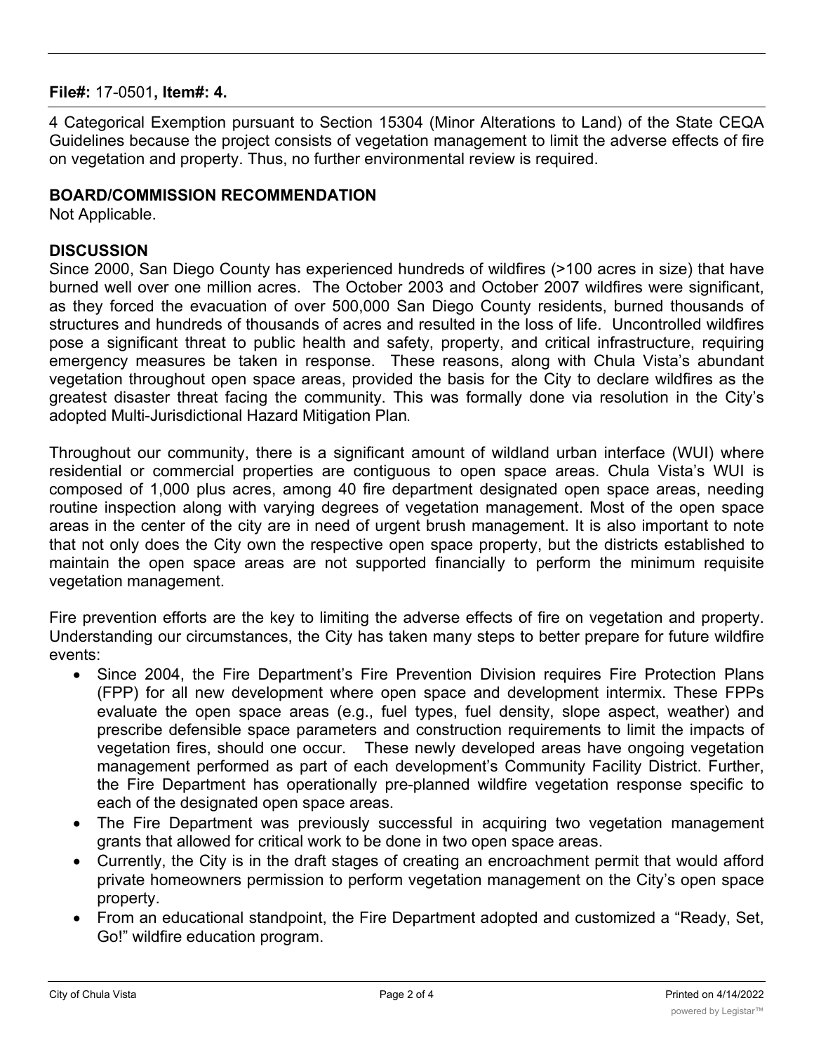**File#:** 17-0501**, Item#: 4.**

4 Categorical Exemption pursuant to Section 15304 (Minor Alterations to Land) of the State CEQA Guidelines because the project consists of vegetation management to limit the adverse effects of fire on vegetation and property. Thus, no further environmental review is required.

**BOARD/COMMISSION RECOMMENDATION**

Not Applicable.

**DISCUSSION**

Since 2000, San Diego County has experienced hundreds of wildfires (>100 acres in size) that have burned well over one million acres. The October 2003 and October 2007 wildfires were significant, as they forced the evacuation of over 500,000 San Diego County residents, burned thousands of structures and hundreds of thousands of acres and resulted in the loss of life. Uncontrolled wildfires pose a significant threat to public health and safety, property, and critical infrastructure, requiring emergency measures be taken in response. These reasons, along with Chula Vista's abundant vegetation throughout open space areas, provided the basis for the City to declare wildfires as the greatest disaster threat facing the community. This was formally done via resolution in the City's adopted Multi-Jurisdictional Hazard Mitigation Plan.

Throughout our community, there is a significant amount of wildland urban interface (WUI) where residential or commercial properties are contiguous to open space areas. Chula Vista's WUI is composed of 1,000 plus acres, among 40 fire department designated open space areas, needing routine inspection along with varying degrees of vegetation management. Most of the open space areas in the center of the city are in need of urgent brush management. It is also important to note that not only does the City own the respective open space property, but the districts established to maintain the open space areas are not supported financially to perform the minimum requisite vegetation management.

Fire prevention efforts are the key to limiting the adverse effects of fire on vegetation and property. Understanding our circumstances, the City has taken many steps to better prepare for future wildfire events:

- Since 2004, the Fire Department's Fire Prevention Division requires Fire Protection Plans (FPP) for all new development where open space and development intermix. These FPPs evaluate the open space areas (e.g., fuel types, fuel density, slope aspect, weather) and prescribe defensible space parameters and construction requirements to limit the impacts of vegetation fires, should one occur. These newly developed areas have ongoing vegetation management performed as part of each development's Community Facility District. Further, the Fire Department has operationally pre-planned wildfire vegetation response specific to each of the designated open space areas.
- The Fire Department was previously successful in acquiring two vegetation management grants that allowed for critical work to be done in two open space areas.
- Currently, the City is in the draft stages of creating an encroachment permit that would afford private homeowners permission to perform vegetation management on the City's open space property.
- From an educational standpoint, the Fire Department adopted and customized a "Ready, Set, Go!" wildfire education program.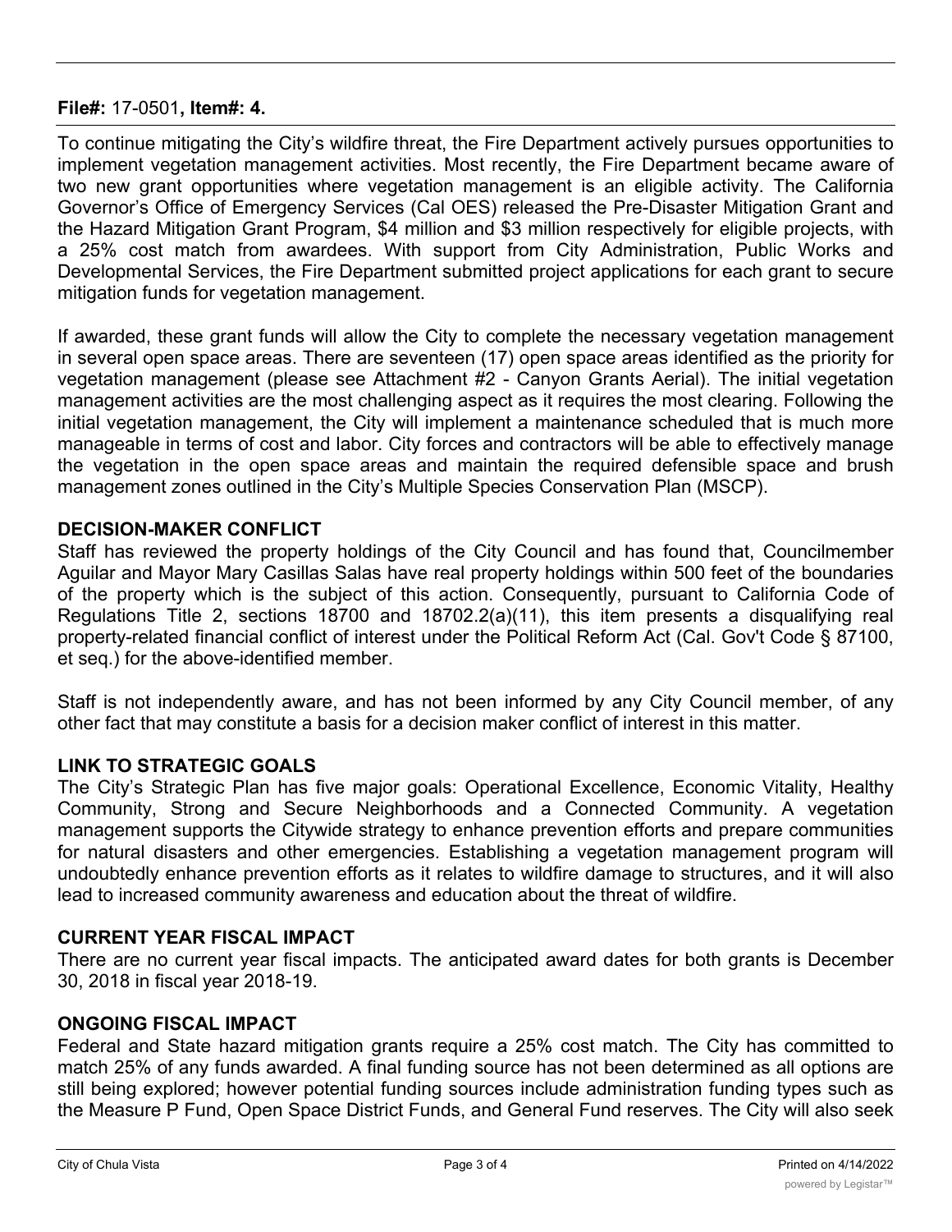**File#:** 17-0501**, Item#: 4.**

To continue mitigating the City's wildfire threat, the Fire Department actively pursues opportunities to implement vegetation management activities. Most recently, the Fire Department became aware of two new grant opportunities where vegetation management is an eligible activity. The California Governor's Office of Emergency Services (Cal OES) released the Pre-Disaster Mitigation Grant and the Hazard Mitigation Grant Program, $4 million and $3 million respectively for eligible projects, with a 25% cost match from awardees. With support from City Administration, Public Works and Developmental Services, the Fire Department submitted project applications for each grant to secure mitigation funds for vegetation management.

If awarded, these grant funds will allow the City to complete the necessary vegetation management in several open space areas. There are seventeen (17) open space areas identified as the priority for vegetation management (please see Attachment #2 - Canyon Grants Aerial). The initial vegetation management activities are the most challenging aspect as it requires the most clearing. Following the initial vegetation management, the City will implement a maintenance scheduled that is much more manageable in terms of cost and labor. City forces and contractors will be able to effectively manage the vegetation in the open space areas and maintain the required defensible space and brush management zones outlined in the City's Multiple Species Conservation Plan (MSCP).

## DECISION-MAKER CONFLICT

Staff has reviewed the property holdings of the City Council and has found that, Councilmember Aguilar and Mayor Mary Casillas Salas have real property holdings within 500 feet of the boundaries of the property which is the subject of this action. Consequently, pursuant to California Code of Regulations Title 2, sections 18700 and 18702.2(a)(11), this item presents a disqualifying real property-related financial conflict of interest under the Political Reform Act (Cal. Gov't Code § 87100, et seq.) for the above-identified member.

Staff is not independently aware, and has not been informed by any City Council member, of any other fact that may constitute a basis for a decision maker conflict of interest in this matter.

## LINK TO STRATEGIC GOALS

The City's Strategic Plan has five major goals: Operational Excellence, Economic Vitality, Healthy Community, Strong and Secure Neighborhoods and a Connected Community. A vegetation management supports the Citywide strategy to enhance prevention efforts and prepare communities for natural disasters and other emergencies. Establishing a vegetation management program will undoubtedly enhance prevention efforts as it relates to wildfire damage to structures, and it will also lead to increased community awareness and education about the threat of wildfire.

## CURRENT YEAR FISCAL IMPACT

There are no current year fiscal impacts. The anticipated award dates for both grants is December 30, 2018 in fiscal year 2018-19.

## ONGOING FISCAL IMPACT

Federal and State hazard mitigation grants require a 25% cost match. The City has committed to match 25% of any funds awarded. A final funding source has not been determined as all options are still being explored; however potential funding sources include administration funding types such as the Measure P Fund, Open Space District Funds, and General Fund reserves. The City will also seek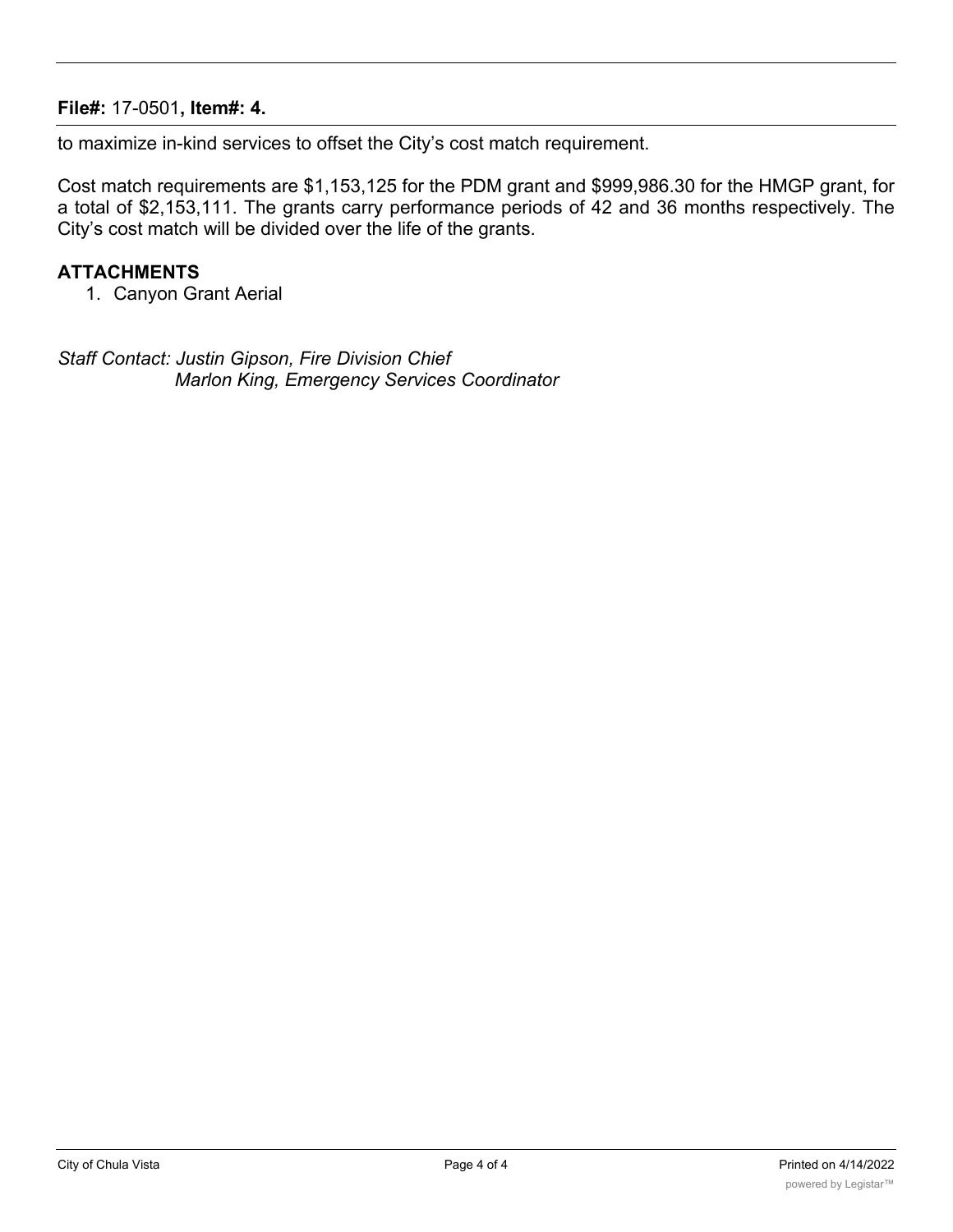**File#:** 17-0501**, Item#: 4.**

to maximize in-kind services to offset the City's cost match requirement.

Cost match requirements are $1,153,125 for the PDM grant and $999,986.30 for the HMGP grant, for a total of $2,153,111. The grants carry performance periods of 42 and 36 months respectively. The City's cost match will be divided over the life of the grants.

## ATTACHMENTS

1. Canyon Grant Aerial

*Staff Contact: Justin Gipson, Fire Division Chief*
*Marlon King, Emergency Services Coordinator*